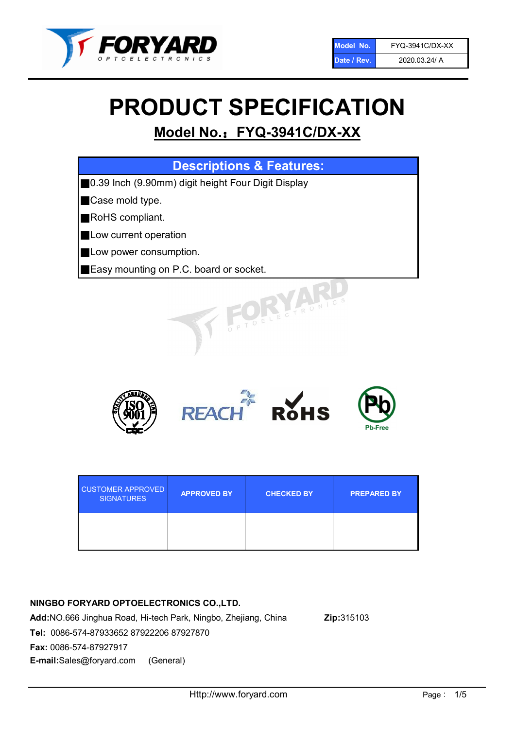| Model No. | FYQ-3941C/DX-XX |
| --- | --- |
| Date / Rev. | 2020.03.24/ A |

# PRODUCT SPECIFICATION

## Model No.：FYQ-3941C/DX-XX

| Descriptions & Features: |
| --- |
| ■0.39 Inch (9.90mm) digit height Four Digit Display |
| ■Case mold type. |
| ■RoHS compliant. |
| ■Low current operation |
| ■Low power consumption. |
| ■Easy mounting on P.C. board or socket. |

| CUSTOMER APPROVED SIGNATURES | APPROVED BY | CHECKED BY | PREPARED BY |
| --- | --- | --- | --- |
| | | | |

**NINGBO FORYARD OPTOELECTRONICS CO.,LTD.**

**Add:**NO.666 Jinghua Road, Hi-tech Park, Ningbo, Zhejiang, China **Zip:**315103

**Tel:** 0086-574-87933652 87922206 87927870

**Fax:** 0086-574-87927917

**E-mail:**Sales@foryard.com (General)

Http://www.foryard.com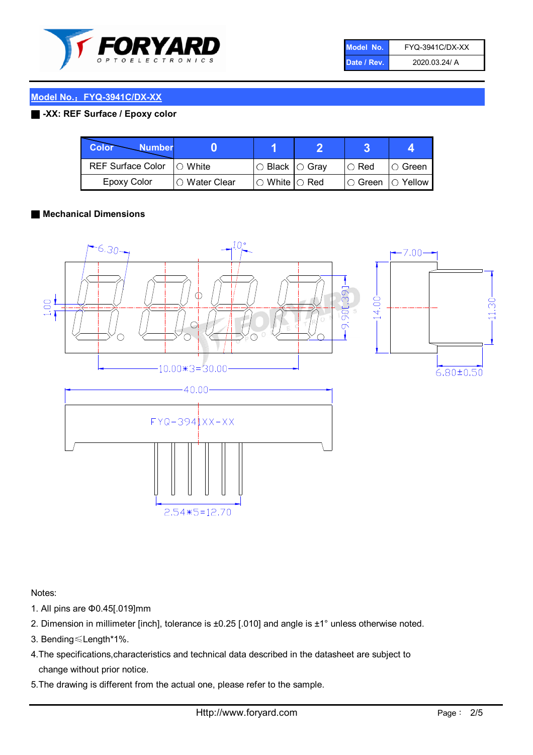| Model No. | FYQ-3941C/DX-XX |
| --- | --- |
| Date / Rev. | 2020.03.24/ A |

## Model No.：FYQ-3941C/DX-XX

**-XX: REF Surface / Epoxy color**

| Color \ Number | 0 | 1 | 2 | 3 | 4 |
| --- | --- | --- | --- | --- | --- |
| REF Surface Color | ○ White | ○ Black | ○ Gray | ○ Red | ○ Green |
| Epoxy Color | ○ Water Clear | ○ White | ○ Red | ○ Green | ○ Yellow |

**Mechanical Dimensions**

Notes:

1. All pins are Φ0.45[.019]mm
2. Dimension in millimeter [inch], tolerance is ±0.25 [.010] and angle is ±1° unless otherwise noted.
3. Bending≤Length*1%.
4. The specifications,characteristics and technical data described in the datasheet are subject to change without prior notice.
5. The drawing is different from the actual one, please refer to the sample.

Http://www.foryard.com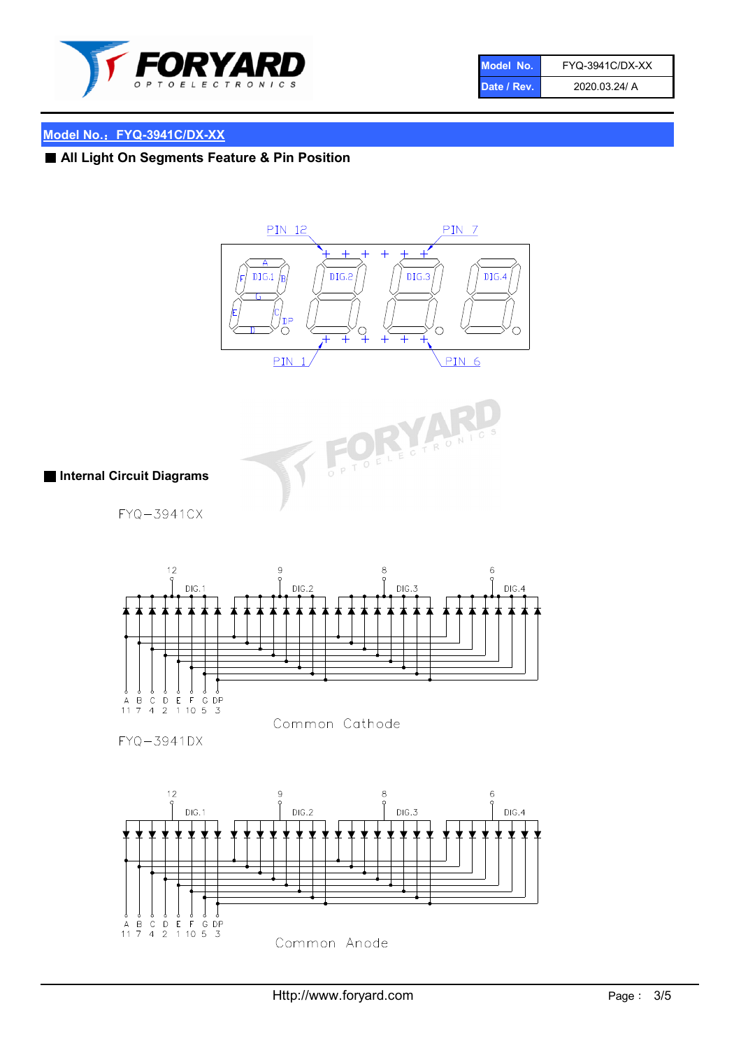| Model No. | FYQ-3941C/DX-XX |
| --- | --- |
| Date / Rev. | 2020.03.24/ A |

## Model No.：FYQ-3941C/DX-XX

### ■ All Light On Segments Feature & Pin Position

PIN 12 PIN 7

DIG.1 DIG.2 DIG.3 DIG.4

A B C D E F G DP

PIN 1 PIN 6

### ■ Internal Circuit Diagrams

FYQ−3941CX

12 9 8 6

DIG.1 DIG.2 DIG.3 DIG.4

| A | B | C | D | E | F | G | DP |
| --- | --- | --- | --- | --- | --- | --- | --- |
| 11 | 7 | 4 | 2 | 1 | 10 | 5 | 3 |

Common Cathode

FYQ−3941DX

12 9 8 6

DIG.1 DIG.2 DIG.3 DIG.4

| A | B | C | D | E | F | G | DP |
| --- | --- | --- | --- | --- | --- | --- | --- |
| 11 | 7 | 4 | 2 | 1 | 10 | 5 | 3 |

Common Anode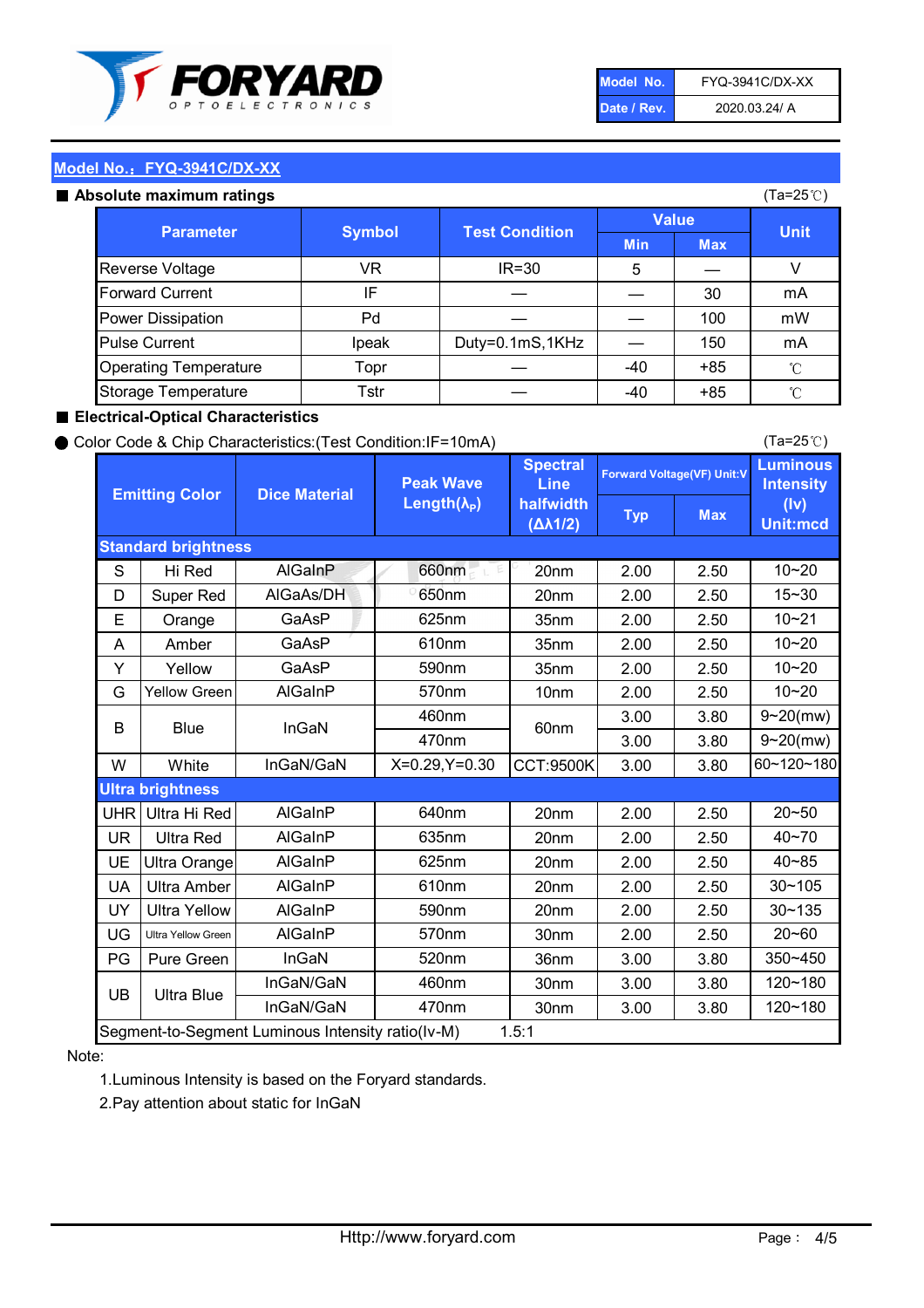FORYARD OPTOELECTRONICS

| Model No. | FYQ-3941C/DX-XX |
|---|---|
| Date / Rev. | 2020.03.24/ A |

## Model No.：FYQ-3941C/DX-XX

### ■ Absolute maximum ratings

(Ta=25℃)

| Parameter | Symbol | Test Condition | Value | | Unit |
|---|---|---|---|---|---|
| | | | Min | Max | |
| Reverse Voltage | VR | IR=30 | 5 | — | V |
| Forward Current | IF | — | — | 30 | mA |
| Power Dissipation | Pd | — | — | 100 | mW |
| Pulse Current | Ipeak | Duty=0.1mS,1KHz | — | 150 | mA |
| Operating Temperature | Topr | — | -40 | +85 | ℃ |
| Storage Temperature | Tstr | — | -40 | +85 | ℃ |

### ■ Electrical-Optical Characteristics

● Color Code & Chip Characteristics:(Test Condition:IF=10mA)

(Ta=25℃)

| | Emitting Color | Dice Material | Peak Wave Length($\lambda_P$) | Spectral Line halfwidth ($\Delta\lambda1/2$) | Forward Voltage(VF) Unit:V | | Luminous Intensity (Iv) Unit:mcd |
|---|---|---|---|---|---|---|---|
| | | | | | Typ | Max | |
| **Standard brightness** | | | | | | | |
| S | Hi Red | AlGaInP | 660nm | 20nm | 2.00 | 2.50 | 10~20 |
| D | Super Red | AlGaAs/DH | 650nm | 20nm | 2.00 | 2.50 | 15~30 |
| E | Orange | GaAsP | 625nm | 35nm | 2.00 | 2.50 | 10~21 |
| A | Amber | GaAsP | 610nm | 35nm | 2.00 | 2.50 | 10~20 |
| Y | Yellow | GaAsP | 590nm | 35nm | 2.00 | 2.50 | 10~20 |
| G | Yellow Green | AlGaInP | 570nm | 10nm | 2.00 | 2.50 | 10~20 |
| B | Blue | InGaN | 460nm | 60nm | 3.00 | 3.80 | 9~20(mw) |
| | | | 470nm | | 3.00 | 3.80 | 9~20(mw) |
| W | White | InGaN/GaN | X=0.29,Y=0.30 | CCT:9500K | 3.00 | 3.80 | 60~120~180 |
| **Ultra brightness** | | | | | | | |
| UHR | Ultra Hi Red | AlGaInP | 640nm | 20nm | 2.00 | 2.50 | 20~50 |
| UR | Ultra Red | AlGaInP | 635nm | 20nm | 2.00 | 2.50 | 40~70 |
| UE | Ultra Orange | AlGaInP | 625nm | 20nm | 2.00 | 2.50 | 40~85 |
| UA | Ultra Amber | AlGaInP | 610nm | 20nm | 2.00 | 2.50 | 30~105 |
| UY | Ultra Yellow | AlGaInP | 590nm | 20nm | 2.00 | 2.50 | 30~135 |
| UG | Ultra Yellow Green | AlGaInP | 570nm | 30nm | 2.00 | 2.50 | 20~60 |
| PG | Pure Green | InGaN | 520nm | 36nm | 3.00 | 3.80 | 350~450 |
| UB | Ultra Blue | InGaN/GaN | 460nm | 30nm | 3.00 | 3.80 | 120~180 |
| | | InGaN/GaN | 470nm | 30nm | 3.00 | 3.80 | 120~180 |
| Segment-to-Segment Luminous Intensity ratio(Iv-M) | | | 1.5:1 | | | | |

Note:

1.Luminous Intensity is based on the Foryard standards.

2.Pay attention about static for InGaN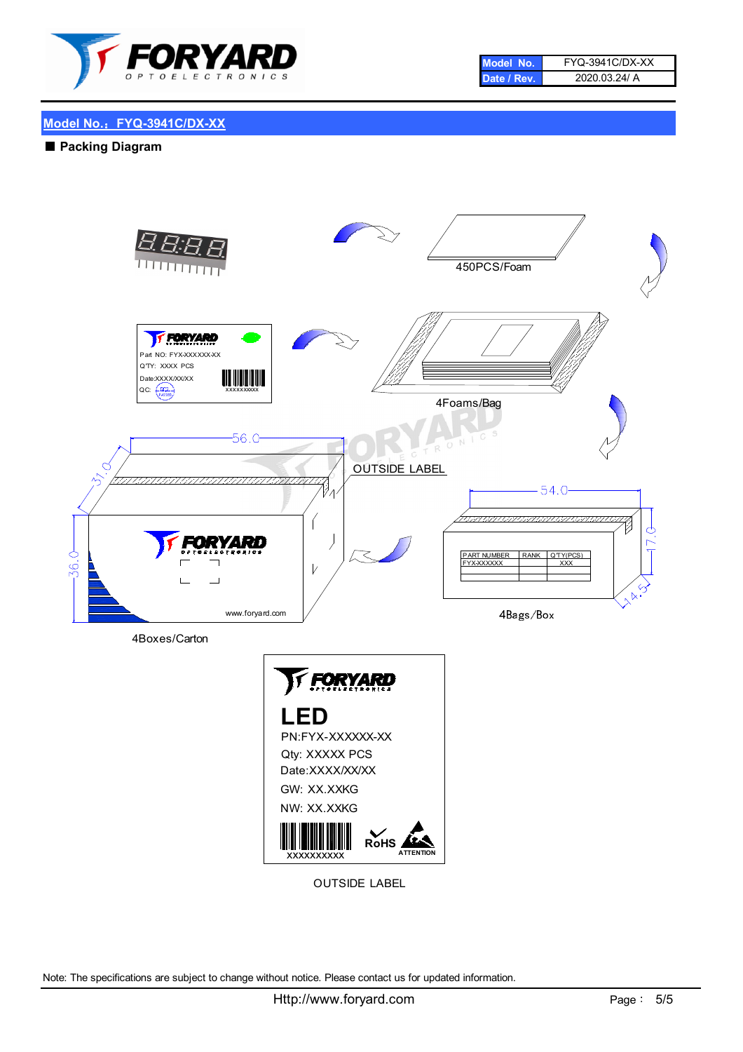| Model No. | FYQ-3941C/DX-XX |
| --- | --- |
| Date / Rev. | 2020.03.24/ A |

## Model No.：FYQ-3941C/DX-XX

### ■ Packing Diagram

450PCS/Foam

Part NO: FYX-XXXXXXX-XX
Q'TY: XXXX PCS
Date:XXXX/XX/XX
QC:
XXXXXXXXXX

4Foams/Bag

56.0

31.0

36.0

OUTSIDE LABEL

www.foryard.com

4Boxes/Carton

54.0

17.0

14.5

| PART NUMBER | RANK | Q'TY(PCS) |
| --- | --- | --- |
| FYX-XXXXXX | | XXX |
| | | |
| | | |

4Bags/Box

LED
PN:FYX-XXXXXX-XX
Qty: XXXXX PCS
Date:XXXX/XX/XX
GW: XX.XXKG
NW: XX.XXKG
XXXXXXXXXX
RoHS
ATTENTION

OUTSIDE LABEL

Note: The specifications are subject to change without notice. Please contact us for updated information.

Http://www.foryard.com